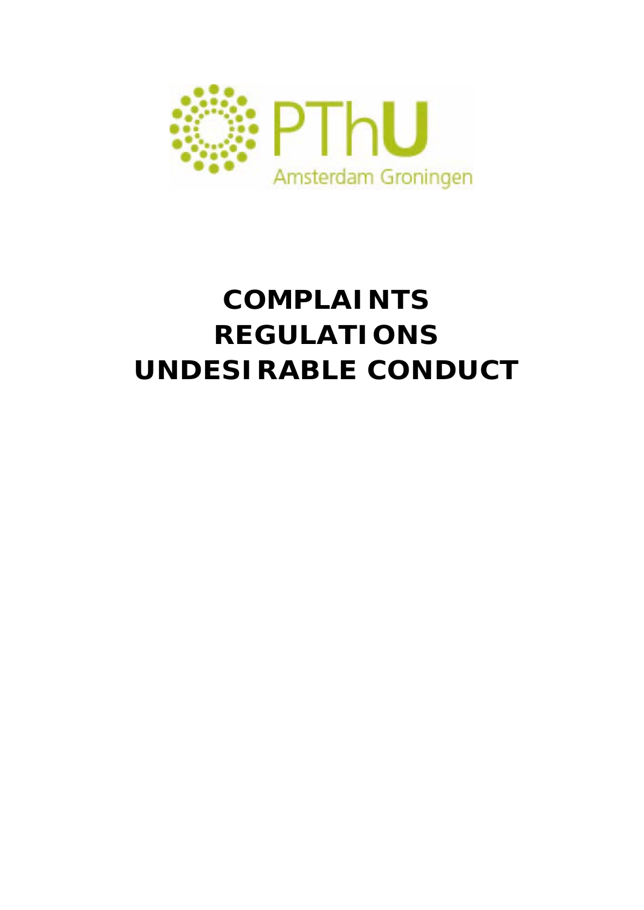PThU

Amsterdam Groningen

# COMPLAINTS REGULATIONS UNDESIRABLE CONDUCT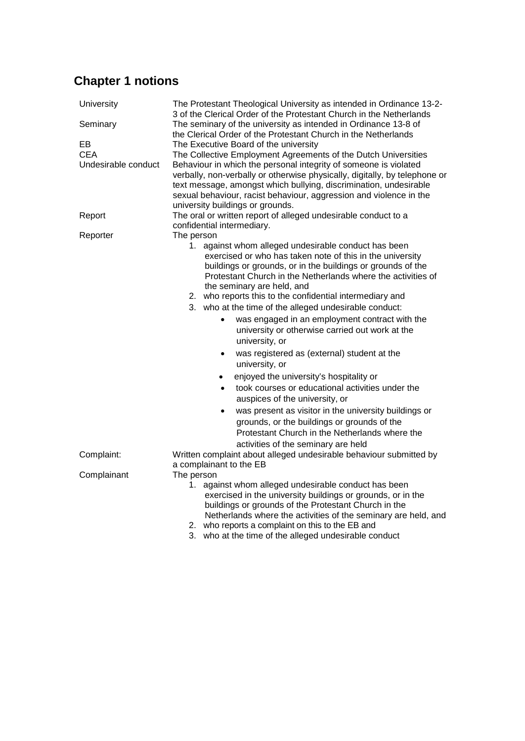## Chapter 1 notions

| | |
|---|---|
| University | The Protestant Theological University as intended in Ordinance 13-2-3 of the Clerical Order of the Protestant Church in the Netherlands |
| Seminary | The seminary of the university as intended in Ordinance 13-8 of the Clerical Order of the Protestant Church in the Netherlands |
| EB | The Executive Board of the university |
| CEA | The Collective Employment Agreements of the Dutch Universities |
| Undesirable conduct | Behaviour in which the personal integrity of someone is violated verbally, non-verbally or otherwise physically, digitally, by telephone or text message, amongst which bullying, discrimination, undesirable sexual behaviour, racist behaviour, aggression and violence in the university buildings or grounds. |
| Report | The oral or written report of alleged undesirable conduct to a confidential intermediary. |
| Reporter | The person<br>1. against whom alleged undesirable conduct has been exercised or who has taken note of this in the university buildings or grounds, or in the buildings or grounds of the Protestant Church in the Netherlands where the activities of the seminary are held, and<br>2. who reports this to the confidential intermediary and<br>3. who at the time of the alleged undesirable conduct:<br>• was engaged in an employment contract with the university or otherwise carried out work at the university, or<br>• was registered as (external) student at the university, or<br>• enjoyed the university's hospitality or<br>• took courses or educational activities under the auspices of the university, or<br>• was present as visitor in the university buildings or grounds, or the buildings or grounds of the Protestant Church in the Netherlands where the activities of the seminary are held |
| Complaint: | Written complaint about alleged undesirable behaviour submitted by a complainant to the EB |
| Complainant | The person<br>1. against whom alleged undesirable conduct has been exercised in the university buildings or grounds, or in the buildings or grounds of the Protestant Church in the Netherlands where the activities of the seminary are held, and<br>2. who reports a complaint on this to the EB and<br>3. who at the time of the alleged undesirable conduct |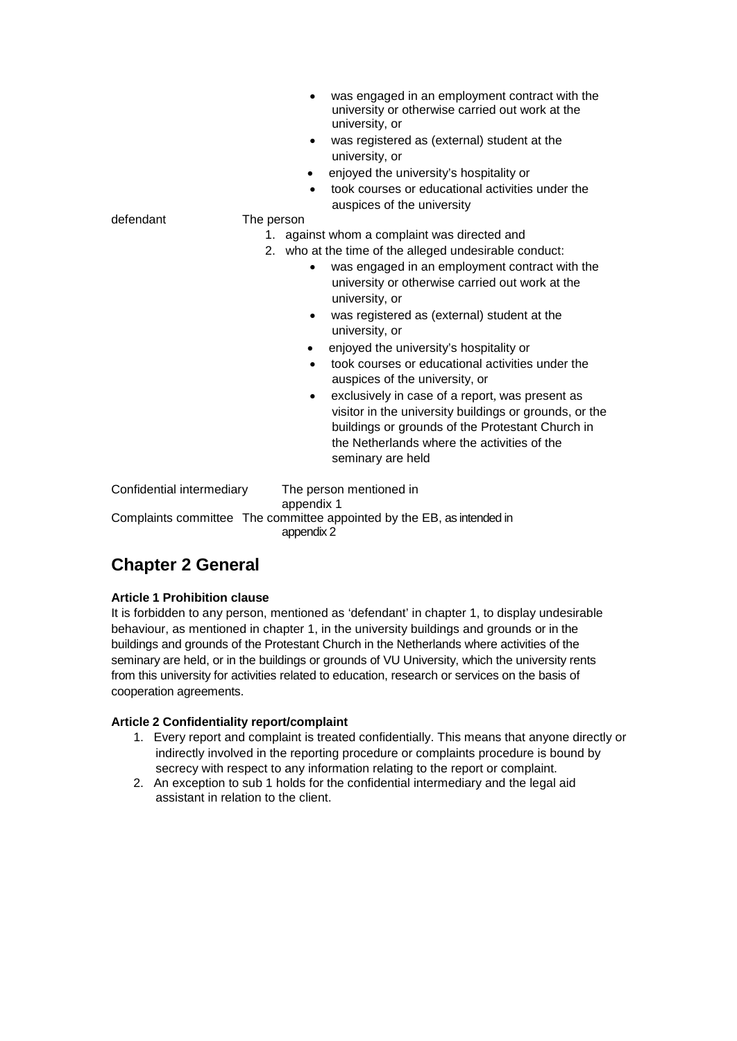- was engaged in an employment contract with the university or otherwise carried out work at the university, or
- was registered as (external) student at the university, or
- enjoyed the university's hospitality or
- took courses or educational activities under the auspices of the university

defendant — The person

1. against whom a complaint was directed and
2. who at the time of the alleged undesirable conduct:
   - was engaged in an employment contract with the university or otherwise carried out work at the university, or
   - was registered as (external) student at the university, or
   - enjoyed the university's hospitality or
   - took courses or educational activities under the auspices of the university, or
   - exclusively in case of a report, was present as visitor in the university buildings or grounds, or the buildings or grounds of the Protestant Church in the Netherlands where the activities of the seminary are held

Confidential intermediary — The person mentioned in appendix 1

Complaints committee — The committee appointed by the EB, as intended in appendix 2

## Chapter 2 General

**Article 1 Prohibition clause**

It is forbidden to any person, mentioned as 'defendant' in chapter 1, to display undesirable behaviour, as mentioned in chapter 1, in the university buildings and grounds or in the buildings and grounds of the Protestant Church in the Netherlands where activities of the seminary are held, or in the buildings or grounds of VU University, which the university rents from this university for activities related to education, research or services on the basis of cooperation agreements.

**Article 2 Confidentiality report/complaint**

1. Every report and complaint is treated confidentially. This means that anyone directly or indirectly involved in the reporting procedure or complaints procedure is bound by secrecy with respect to any information relating to the report or complaint.
2. An exception to sub 1 holds for the confidential intermediary and the legal aid assistant in relation to the client.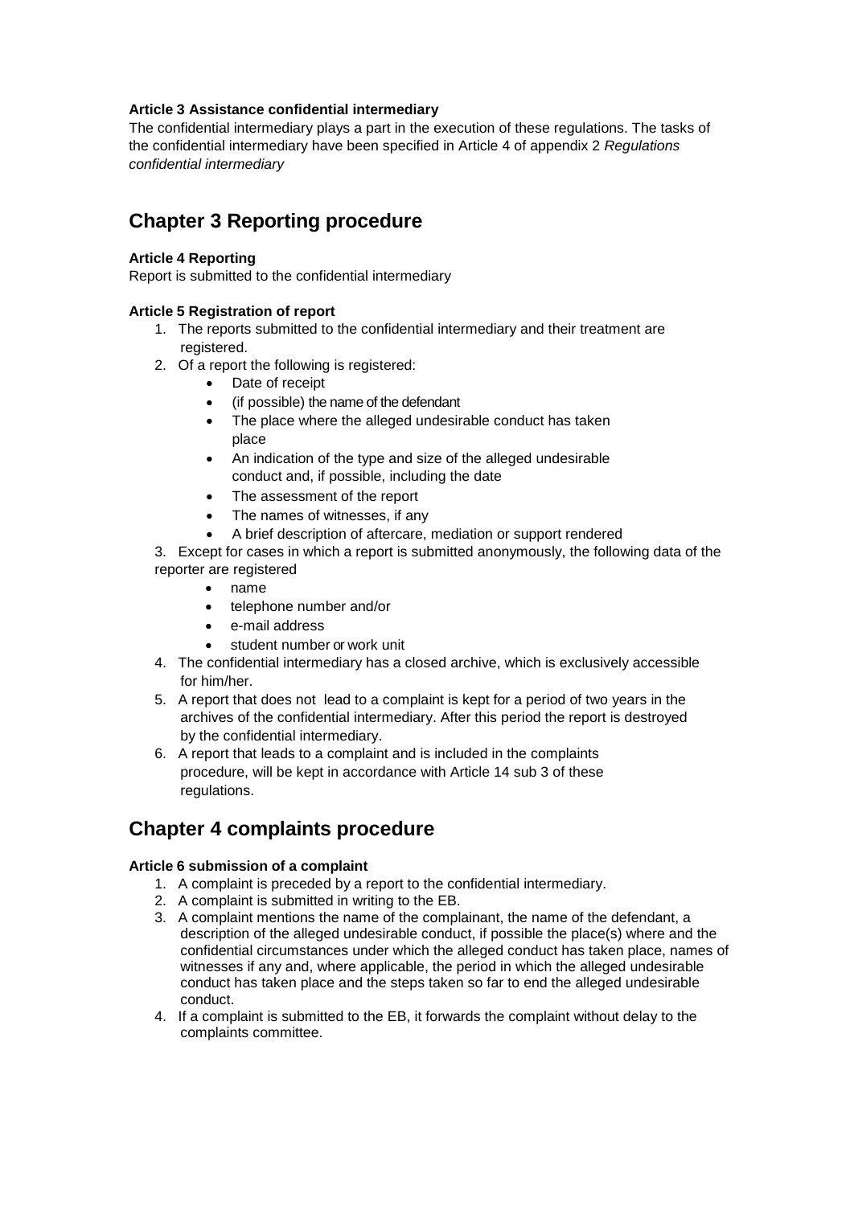**Article 3 Assistance confidential intermediary**

The confidential intermediary plays a part in the execution of these regulations. The tasks of the confidential intermediary have been specified in Article 4 of appendix 2 *Regulations confidential intermediary*

## Chapter 3 Reporting procedure

**Article 4 Reporting**

Report is submitted to the confidential intermediary

**Article 5 Registration of report**

1. The reports submitted to the confidential intermediary and their treatment are registered.
2. Of a report the following is registered:
   - Date of receipt
   - (if possible) the name of the defendant
   - The place where the alleged undesirable conduct has taken place
   - An indication of the type and size of the alleged undesirable conduct and, if possible, including the date
   - The assessment of the report
   - The names of witnesses, if any
   - A brief description of aftercare, mediation or support rendered
3. Except for cases in which a report is submitted anonymously, the following data of the reporter are registered
   - name
   - telephone number and/or
   - e-mail address
   - student number or work unit
4. The confidential intermediary has a closed archive, which is exclusively accessible for him/her.
5. A report that does not lead to a complaint is kept for a period of two years in the archives of the confidential intermediary. After this period the report is destroyed by the confidential intermediary.
6. A report that leads to a complaint and is included in the complaints procedure, will be kept in accordance with Article 14 sub 3 of these regulations.

## Chapter 4 complaints procedure

**Article 6 submission of a complaint**

1. A complaint is preceded by a report to the confidential intermediary.
2. A complaint is submitted in writing to the EB.
3. A complaint mentions the name of the complainant, the name of the defendant, a description of the alleged undesirable conduct, if possible the place(s) where and the confidential circumstances under which the alleged conduct has taken place, names of witnesses if any and, where applicable, the period in which the alleged undesirable conduct has taken place and the steps taken so far to end the alleged undesirable conduct.
4. If a complaint is submitted to the EB, it forwards the complaint without delay to the complaints committee.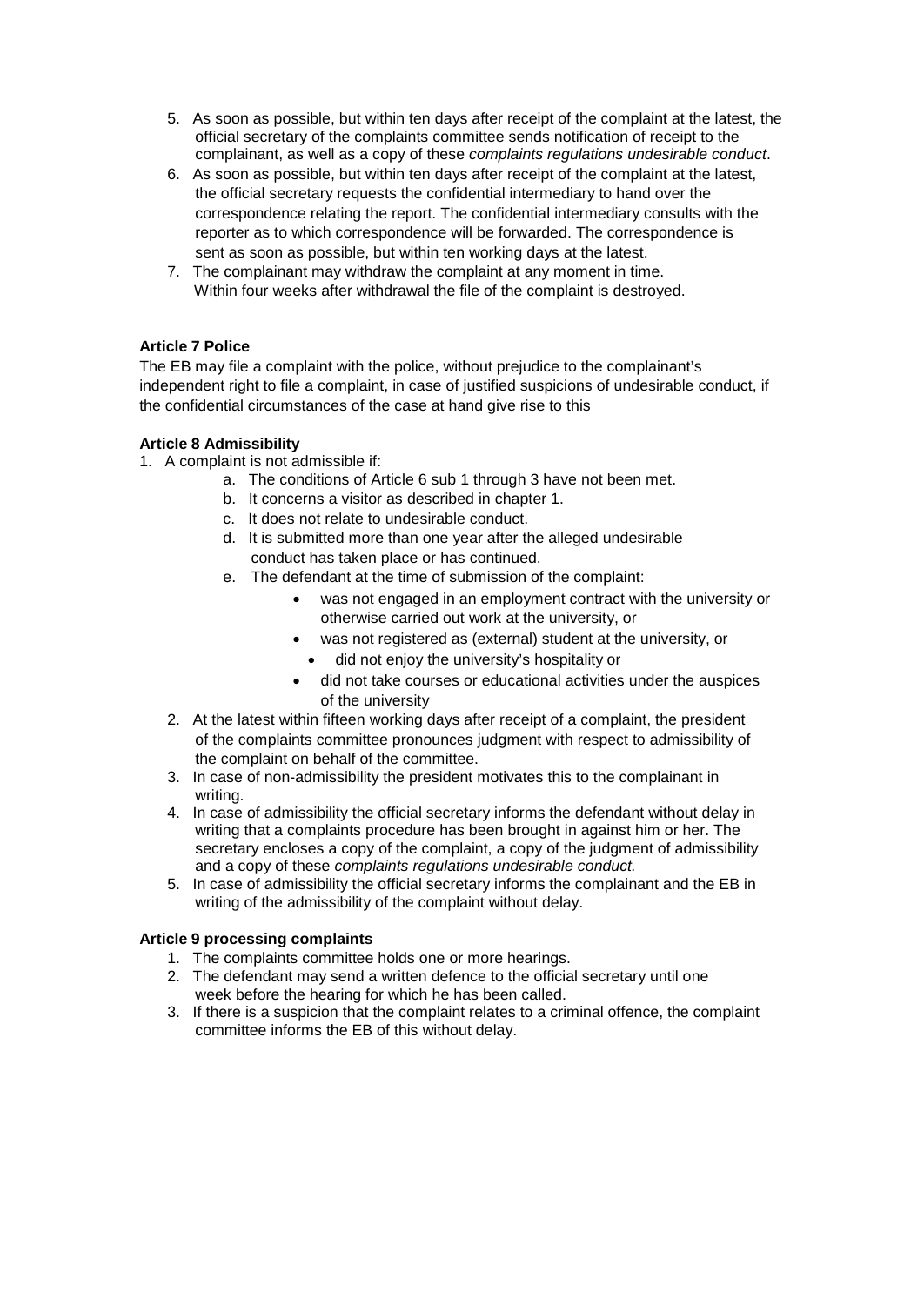5. As soon as possible, but within ten days after receipt of the complaint at the latest, the official secretary of the complaints committee sends notification of receipt to the complainant, as well as a copy of these *complaints regulations undesirable conduct*.
6. As soon as possible, but within ten days after receipt of the complaint at the latest, the official secretary requests the confidential intermediary to hand over the correspondence relating the report. The confidential intermediary consults with the reporter as to which correspondence will be forwarded. The correspondence is sent as soon as possible, but within ten working days at the latest.
7. The complainant may withdraw the complaint at any moment in time. Within four weeks after withdrawal the file of the complaint is destroyed.

**Article 7 Police**

The EB may file a complaint with the police, without prejudice to the complainant's independent right to file a complaint, in case of justified suspicions of undesirable conduct, if the confidential circumstances of the case at hand give rise to this

**Article 8 Admissibility**

1. A complaint is not admissible if:
   a. The conditions of Article 6 sub 1 through 3 have not been met.
   b. It concerns a visitor as described in chapter 1.
   c. It does not relate to undesirable conduct.
   d. It is submitted more than one year after the alleged undesirable conduct has taken place or has continued.
   e. The defendant at the time of submission of the complaint:
      - was not engaged in an employment contract with the university or otherwise carried out work at the university, or
      - was not registered as (external) student at the university, or
      - did not enjoy the university's hospitality or
      - did not take courses or educational activities under the auspices of the university
2. At the latest within fifteen working days after receipt of a complaint, the president of the complaints committee pronounces judgment with respect to admissibility of the complaint on behalf of the committee.
3. In case of non-admissibility the president motivates this to the complainant in writing.
4. In case of admissibility the official secretary informs the defendant without delay in writing that a complaints procedure has been brought in against him or her. The secretary encloses a copy of the complaint, a copy of the judgment of admissibility and a copy of these *complaints regulations undesirable conduct.*
5. In case of admissibility the official secretary informs the complainant and the EB in writing of the admissibility of the complaint without delay.

**Article 9 processing complaints**

1. The complaints committee holds one or more hearings.
2. The defendant may send a written defence to the official secretary until one week before the hearing for which he has been called.
3. If there is a suspicion that the complaint relates to a criminal offence, the complaint committee informs the EB of this without delay.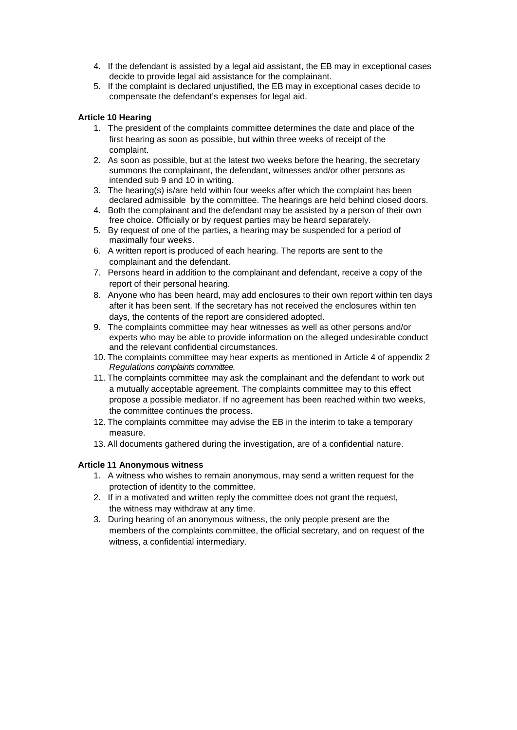4. If the defendant is assisted by a legal aid assistant, the EB may in exceptional cases decide to provide legal aid assistance for the complainant.
5. If the complaint is declared unjustified, the EB may in exceptional cases decide to compensate the defendant's expenses for legal aid.

**Article 10 Hearing**

1. The president of the complaints committee determines the date and place of the first hearing as soon as possible, but within three weeks of receipt of the complaint.
2. As soon as possible, but at the latest two weeks before the hearing, the secretary summons the complainant, the defendant, witnesses and/or other persons as intended sub 9 and 10 in writing.
3. The hearing(s) is/are held within four weeks after which the complaint has been declared admissible by the committee. The hearings are held behind closed doors.
4. Both the complainant and the defendant may be assisted by a person of their own free choice. Officially or by request parties may be heard separately.
5. By request of one of the parties, a hearing may be suspended for a period of maximally four weeks.
6. A written report is produced of each hearing. The reports are sent to the complainant and the defendant.
7. Persons heard in addition to the complainant and defendant, receive a copy of the report of their personal hearing.
8. Anyone who has been heard, may add enclosures to their own report within ten days after it has been sent. If the secretary has not received the enclosures within ten days, the contents of the report are considered adopted.
9. The complaints committee may hear witnesses as well as other persons and/or experts who may be able to provide information on the alleged undesirable conduct and the relevant confidential circumstances.
10. The complaints committee may hear experts as mentioned in Article 4 of appendix 2 *Regulations complaints committee.*
11. The complaints committee may ask the complainant and the defendant to work out a mutually acceptable agreement. The complaints committee may to this effect propose a possible mediator. If no agreement has been reached within two weeks, the committee continues the process.
12. The complaints committee may advise the EB in the interim to take a temporary measure.
13. All documents gathered during the investigation, are of a confidential nature.

**Article 11 Anonymous witness**

1. A witness who wishes to remain anonymous, may send a written request for the protection of identity to the committee.
2. If in a motivated and written reply the committee does not grant the request, the witness may withdraw at any time.
3. During hearing of an anonymous witness, the only people present are the members of the complaints committee, the official secretary, and on request of the witness, a confidential intermediary.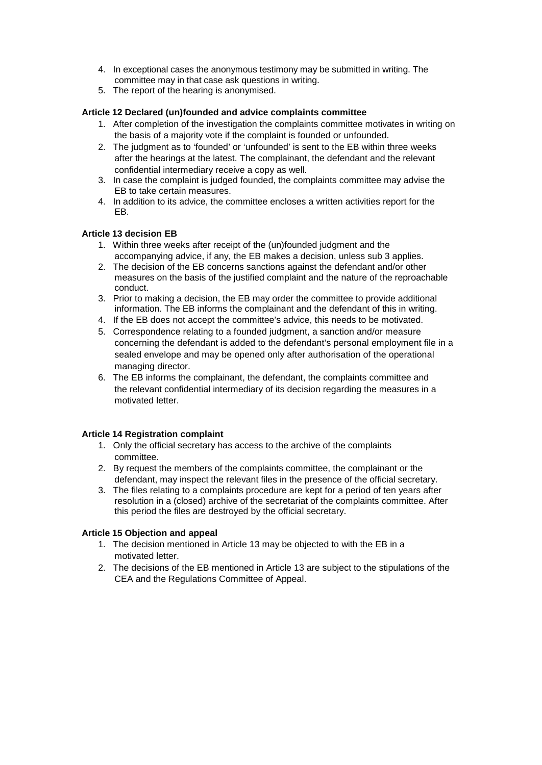4. In exceptional cases the anonymous testimony may be submitted in writing. The committee may in that case ask questions in writing.
5. The report of the hearing is anonymised.

**Article 12 Declared (un)founded and advice complaints committee**

1. After completion of the investigation the complaints committee motivates in writing on the basis of a majority vote if the complaint is founded or unfounded.
2. The judgment as to 'founded' or 'unfounded' is sent to the EB within three weeks after the hearings at the latest. The complainant, the defendant and the relevant confidential intermediary receive a copy as well.
3. In case the complaint is judged founded, the complaints committee may advise the EB to take certain measures.
4. In addition to its advice, the committee encloses a written activities report for the EB.

**Article 13 decision EB**

1. Within three weeks after receipt of the (un)founded judgment and the accompanying advice, if any, the EB makes a decision, unless sub 3 applies.
2. The decision of the EB concerns sanctions against the defendant and/or other measures on the basis of the justified complaint and the nature of the reproachable conduct.
3. Prior to making a decision, the EB may order the committee to provide additional information. The EB informs the complainant and the defendant of this in writing.
4. If the EB does not accept the committee's advice, this needs to be motivated.
5. Correspondence relating to a founded judgment, a sanction and/or measure concerning the defendant is added to the defendant's personal employment file in a sealed envelope and may be opened only after authorisation of the operational managing director.
6. The EB informs the complainant, the defendant, the complaints committee and the relevant confidential intermediary of its decision regarding the measures in a motivated letter.

**Article 14 Registration complaint**

1. Only the official secretary has access to the archive of the complaints committee.
2. By request the members of the complaints committee, the complainant or the defendant, may inspect the relevant files in the presence of the official secretary.
3. The files relating to a complaints procedure are kept for a period of ten years after resolution in a (closed) archive of the secretariat of the complaints committee. After this period the files are destroyed by the official secretary.

**Article 15 Objection and appeal**

1. The decision mentioned in Article 13 may be objected to with the EB in a motivated letter.
2. The decisions of the EB mentioned in Article 13 are subject to the stipulations of the CEA and the Regulations Committee of Appeal.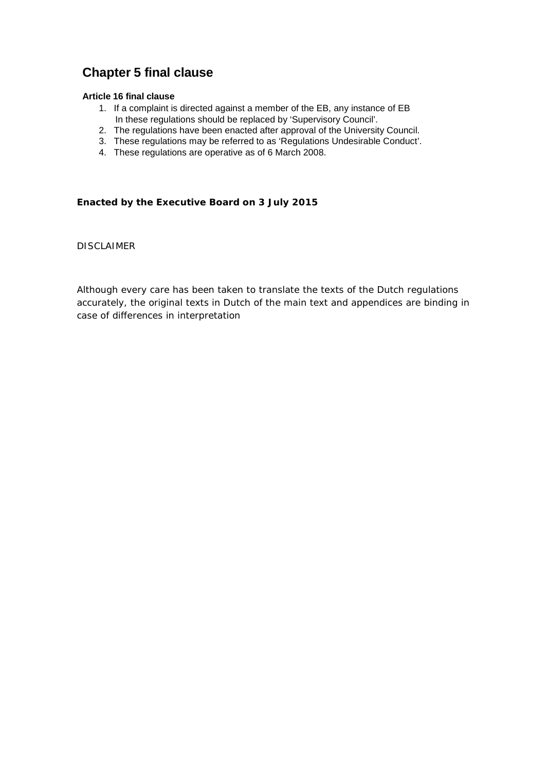## Chapter 5 final clause

**Article 16 final clause**

1. If a complaint is directed against a member of the EB, any instance of EB In these regulations should be replaced by 'Supervisory Council'.
2. The regulations have been enacted after approval of the University Council.
3. These regulations may be referred to as 'Regulations Undesirable Conduct'.
4. These regulations are operative as of 6 March 2008.

**Enacted by the Executive Board on 3 July 2015**

DISCLAIMER

Although every care has been taken to translate the texts of the Dutch regulations accurately, the original texts in Dutch of the main text and appendices are binding in case of differences in interpretation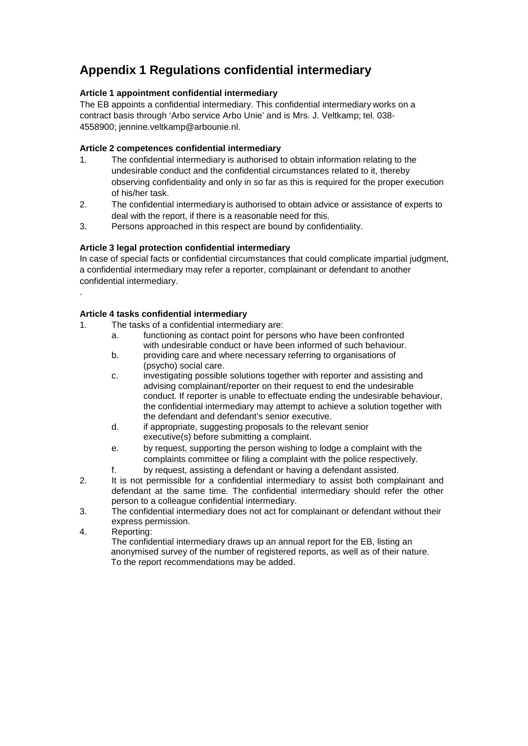# Appendix 1 Regulations confidential intermediary

**Article 1 appointment confidential intermediary**

The EB appoints a confidential intermediary. This confidential intermediary works on a contract basis through 'Arbo service Arbo Unie' and is Mrs. J. Veltkamp; tel. 038-4558900; jennine.veltkamp@arbounie.nl.

**Article 2 competences confidential intermediary**

1. The confidential intermediary is authorised to obtain information relating to the undesirable conduct and the confidential circumstances related to it, thereby observing confidentiality and only in so far as this is required for the proper execution of his/her task.
2. The confidential intermediary is authorised to obtain advice or assistance of experts to deal with the report, if there is a reasonable need for this.
3. Persons approached in this respect are bound by confidentiality.

**Article 3 legal protection confidential intermediary**

In case of special facts or confidential circumstances that could complicate impartial judgment, a confidential intermediary may refer a reporter, complainant or defendant to another confidential intermediary.

.

**Article 4 tasks confidential intermediary**

1. The tasks of a confidential intermediary are:
   a. functioning as contact point for persons who have been confronted with undesirable conduct or have been informed of such behaviour.
   b. providing care and where necessary referring to organisations of (psycho) social care.
   c. investigating possible solutions together with reporter and assisting and advising complainant/reporter on their request to end the undesirable conduct. If reporter is unable to effectuate ending the undesirable behaviour, the confidential intermediary may attempt to achieve a solution together with the defendant and defendant's senior executive.
   d. if appropriate, suggesting proposals to the relevant senior executive(s) before submitting a complaint.
   e. by request, supporting the person wishing to lodge a complaint with the complaints committee or filing a complaint with the police respectively.
   f. by request, assisting a defendant or having a defendant assisted.
2. It is not permissible for a confidential intermediary to assist both complainant and defendant at the same time. The confidential intermediary should refer the other person to a colleague confidential intermediary.
3. The confidential intermediary does not act for complainant or defendant without their express permission.
4. Reporting:
   The confidential intermediary draws up an annual report for the EB, listing an anonymised survey of the number of registered reports, as well as of their nature. To the report recommendations may be added.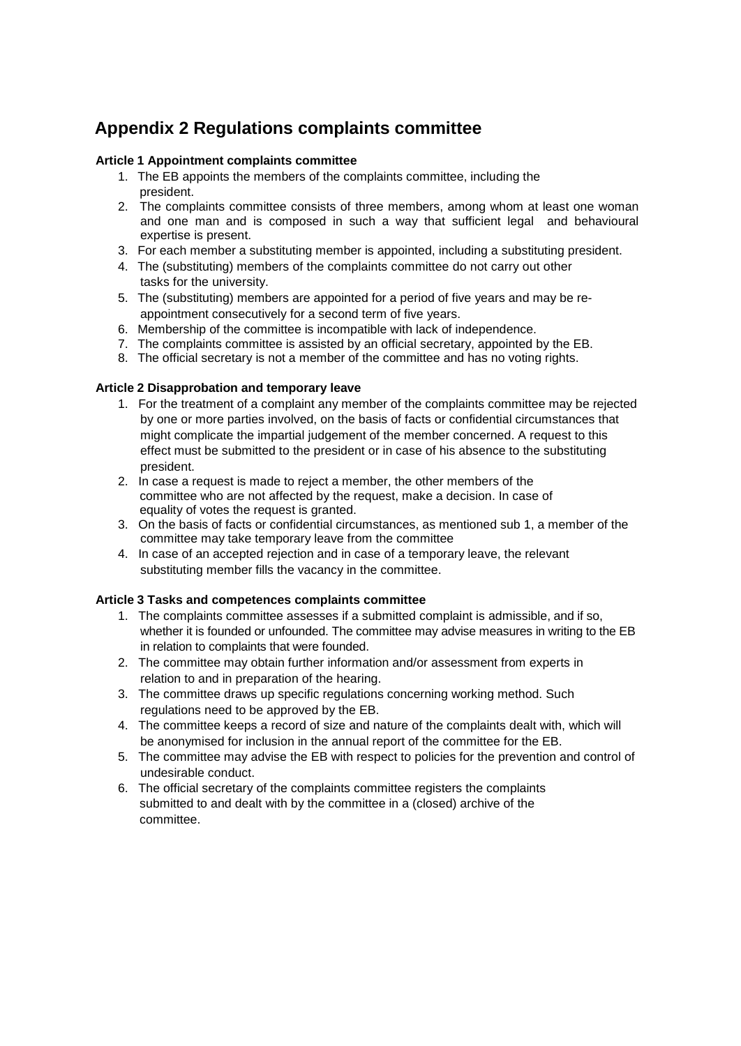# Appendix 2 Regulations complaints committee

**Article 1 Appointment complaints committee**

1. The EB appoints the members of the complaints committee, including the president.
2. The complaints committee consists of three members, among whom at least one woman and one man and is composed in such a way that sufficient legal and behavioural expertise is present.
3. For each member a substituting member is appointed, including a substituting president.
4. The (substituting) members of the complaints committee do not carry out other tasks for the university.
5. The (substituting) members are appointed for a period of five years and may be re-appointment consecutively for a second term of five years.
6. Membership of the committee is incompatible with lack of independence.
7. The complaints committee is assisted by an official secretary, appointed by the EB.
8. The official secretary is not a member of the committee and has no voting rights.

**Article 2 Disapprobation and temporary leave**

1. For the treatment of a complaint any member of the complaints committee may be rejected by one or more parties involved, on the basis of facts or confidential circumstances that might complicate the impartial judgement of the member concerned. A request to this effect must be submitted to the president or in case of his absence to the substituting president.
2. In case a request is made to reject a member, the other members of the committee who are not affected by the request, make a decision. In case of equality of votes the request is granted.
3. On the basis of facts or confidential circumstances, as mentioned sub 1, a member of the committee may take temporary leave from the committee
4. In case of an accepted rejection and in case of a temporary leave, the relevant substituting member fills the vacancy in the committee.

**Article 3 Tasks and competences complaints committee**

1. The complaints committee assesses if a submitted complaint is admissible, and if so, whether it is founded or unfounded. The committee may advise measures in writing to the EB in relation to complaints that were founded.
2. The committee may obtain further information and/or assessment from experts in relation to and in preparation of the hearing.
3. The committee draws up specific regulations concerning working method. Such regulations need to be approved by the EB.
4. The committee keeps a record of size and nature of the complaints dealt with, which will be anonymised for inclusion in the annual report of the committee for the EB.
5. The committee may advise the EB with respect to policies for the prevention and control of undesirable conduct.
6. The official secretary of the complaints committee registers the complaints submitted to and dealt with by the committee in a (closed) archive of the committee.